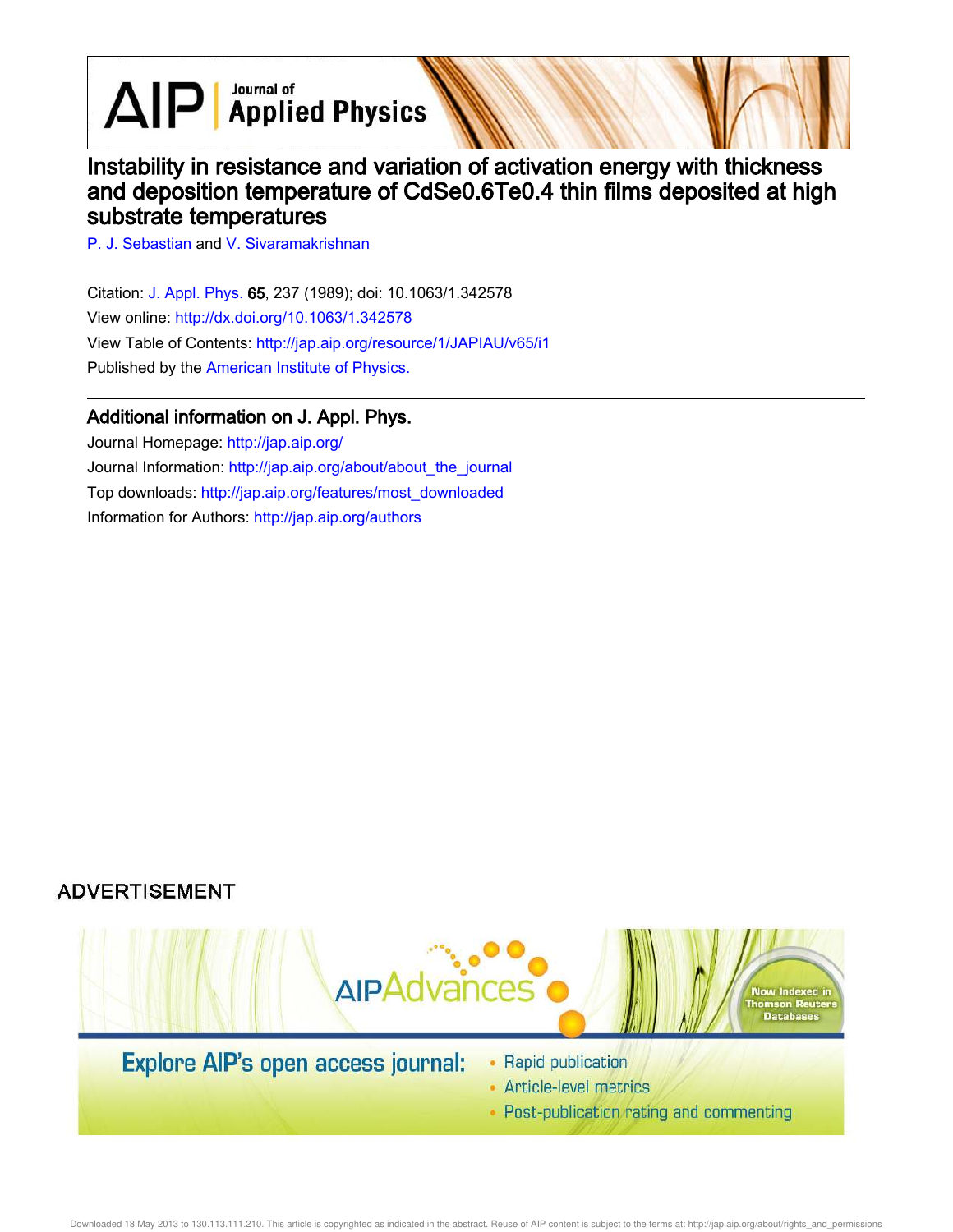# Instability in resistance and variation of activation energy with thickness and deposition temperature of CdSe0.6Te0.4 thin films deposited at high substrate temperatures

P. J. Sebastian and V. Sivaramakrishnan

Citation: J. Appl. Phys. **65**, 237 (1989); doi: 10.1063/1.342578

View online: http://dx.doi.org/10.1063/1.342578

View Table of Contents: http://jap.aip.org/resource/1/JAPIAU/v65/i1

Published by the American Institute of Physics.

## Additional information on J. Appl. Phys.

Journal Homepage: http://jap.aip.org/

Journal Information: http://jap.aip.org/about/about_the_journal

Top downloads: http://jap.aip.org/features/most_downloaded

Information for Authors: http://jap.aip.org/authors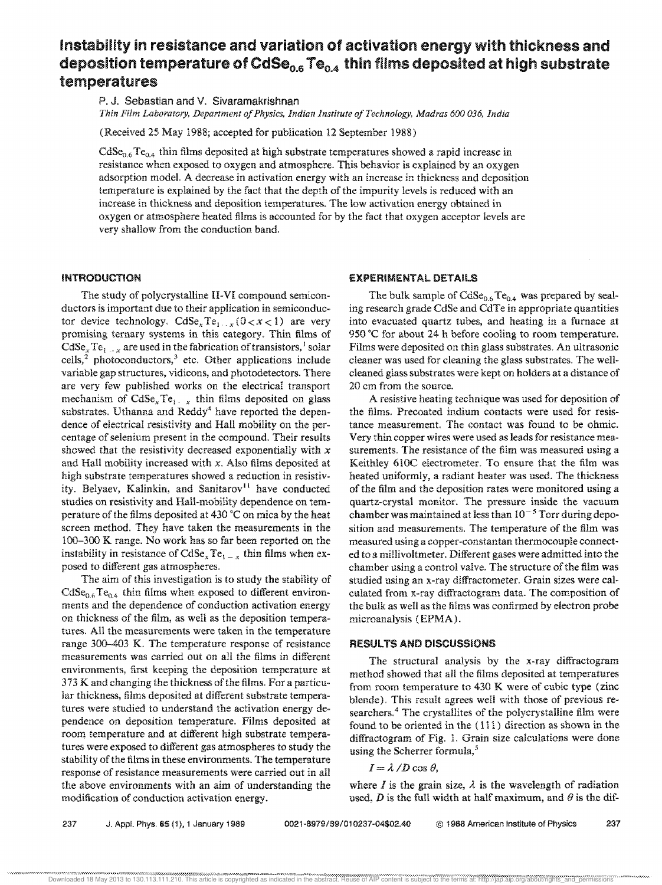# Instability in resistance and variation of activation energy with thickness and deposition temperature of $CdSe_{0.6}Te_{0.4}$ thin films deposited at high substrate temperatures

P. J. Sebastian and V. Sivaramakrishnan

*Thin Film Laboratory, Department of Physics, Indian Institute of Technology, Madras 600 036, India*

(Received 25 May 1988; accepted for publication 12 September 1988)

$CdSe_{0.6}Te_{0.4}$ thin films deposited at high substrate temperatures showed a rapid increase in resistance when exposed to oxygen and atmosphere. This behavior is explained by an oxygen adsorption model. A decrease in activation energy with an increase in thickness and deposition temperature is explained by the fact that the depth of the impurity levels is reduced with an increase in thickness and deposition temperatures. The low activation energy obtained in oxygen or atmosphere heated films is accounted for by the fact that oxygen acceptor levels are very shallow from the conduction band.

## INTRODUCTION

The study of polycrystalline II-VI compound semiconductors is important due to their application in semiconductor device technology. $CdSe_xTe_{1-x}$ $(0<x<1)$ are very promising ternary systems in this category. Thin films of $CdSe_xTe_{1-x}$ are used in the fabrication of transistors,[1] solar cells,[2] photoconductors,[3] etc. Other applications include variable gap structures, vidicons, and photodetectors. There are very few published works on the electrical transport mechanism of $CdSe_xTe_{1-x}$ thin films deposited on glass substrates. Uthanna and Reddy[4] have reported the dependence of electrical resistivity and Hall mobility on the percentage of selenium present in the compound. Their results showed that the resistivity decreased exponentially with $x$ and Hall mobility increased with $x$. Also films deposited at high substrate temperatures showed a reduction in resistivity. Belyaev, Kalinkin, and Sanitarov[11] have conducted studies on resistivity and Hall-mobility dependence on temperature of the films deposited at 430 °C on mica by the heat screen method. They have taken the measurements in the 100–300 K range. No work has so far been reported on the instability in resistance of $CdSe_xTe_{1-x}$ thin films when exposed to different gas atmospheres.

The aim of this investigation is to study the stability of $CdSe_{0.6}Te_{0.4}$ thin films when exposed to different environments and the dependence of conduction activation energy on thickness of the film, as well as the deposition temperatures. All the measurements were taken in the temperature range 300–403 K. The temperature response of resistance measurements was carried out on all the films in different environments, first keeping the deposition temperature at 373 K and changing the thickness of the films. For a particular thickness, films deposited at different substrate temperatures were studied to understand the activation energy dependence on deposition temperature. Films deposited at room temperature and at different high substrate temperatures were exposed to different gas atmospheres to study the stability of the films in these environments. The temperature response of resistance measurements were carried out in all the above environments with an aim of understanding the modification of conduction activation energy.

## EXPERIMENTAL DETAILS

The bulk sample of $CdSe_{0.6}Te_{0.4}$ was prepared by sealing research grade CdSe and CdTe in appropriate quantities into evacuated quartz tubes, and heating in a furnace at 950 °C for about 24 h before cooling to room temperature. Films were deposited on thin glass substrates. An ultrasonic cleaner was used for cleaning the glass substrates. The well-cleaned glass substrates were kept on holders at a distance of 20 cm from the source.

A resistive heating technique was used for deposition of the films. Precoated indium contacts were used for resistance measurement. The contact was found to be ohmic. Very thin copper wires were used as leads for resistance measurements. The resistance of the film was measured using a Keithley 610C electrometer. To ensure that the film was heated uniformly, a radiant heater was used. The thickness of the film and the deposition rates were monitored using a quartz-crystal monitor. The pressure inside the vacuum chamber was maintained at less than $10^{-5}$ Torr during deposition and measurements. The temperature of the film was measured using a copper-constantan thermocouple connected to a millivoltmeter. Different gases were admitted into the chamber using a control valve. The structure of the film was studied using an x-ray diffractometer. Grain sizes were calculated from x-ray diffractogram data. The composition of the bulk as well as the films was confirmed by electron probe microanalysis (EPMA).

## RESULTS AND DISCUSSIONS

The structural analysis by the x-ray diffractogram method showed that all the films deposited at temperatures from room temperature to 430 K were of cubic type (zinc blende). This result agrees well with those of previous researchers.[4] The crystallites of the polycrystalline film were found to be oriented in the (111) direction as shown in the diffractogram of Fig. 1. Grain size calculations were done using the Scherrer formula,[5]

$$I = \lambda / D \cos \theta,$$

where $I$ is the grain size, $\lambda$ is the wavelength of radiation used, $D$ is the full width at half maximum, and $\theta$ is the dif-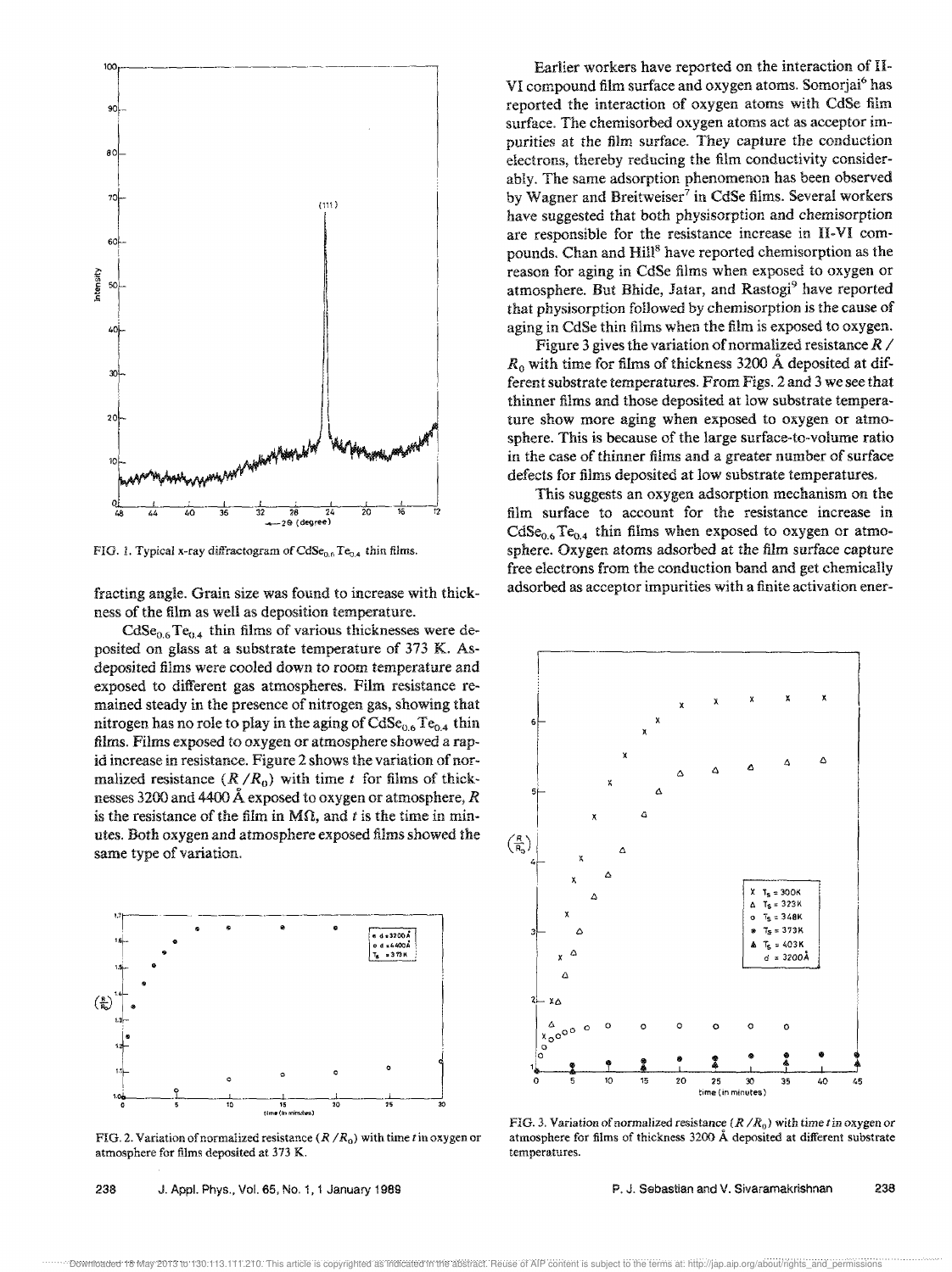FIG. 1. Typical x-ray diffractogram of $CdSe_{0.6}Te_{0.4}$ thin films.

fracting angle. Grain size was found to increase with thickness of the film as well as deposition temperature.

$CdSe_{0.6}Te_{0.4}$ thin films of various thicknesses were deposited on glass at a substrate temperature of 373 K. As-deposited films were cooled down to room temperature and exposed to different gas atmospheres. Film resistance remained steady in the presence of nitrogen gas, showing that nitrogen has no role to play in the aging of $CdSe_{0.6}Te_{0.4}$ thin films. Films exposed to oxygen or atmosphere showed a rapid increase in resistance. Figure 2 shows the variation of normalized resistance ($R/R_0$) with time $t$ for films of thicknesses 3200 and 4400 Å exposed to oxygen or atmosphere, $R$ is the resistance of the film in MΩ, and $t$ is the time in minutes. Both oxygen and atmosphere exposed films showed the same type of variation.

FIG. 2. Variation of normalized resistance ($R/R_0$) with time $t$ in oxygen or atmosphere for films deposited at 373 K.

Earlier workers have reported on the interaction of II-VI compound film surface and oxygen atoms. Somorjai[6] has reported the interaction of oxygen atoms with CdSe film surface. The chemisorbed oxygen atoms act as acceptor impurities at the film surface. They capture the conduction electrons, thereby reducing the film conductivity considerably. The same adsorption phenomenon has been observed by Wagner and Breitweiser[7] in CdSe films. Several workers have suggested that both physisorption and chemisorption are responsible for the resistance increase in II-VI compounds. Chan and Hill[8] have reported chemisorption as the reason for aging in CdSe films when exposed to oxygen or atmosphere. But Bhide, Jatar, and Rastogi[9] have reported that physisorption followed by chemisorption is the cause of aging in CdSe thin films when the film is exposed to oxygen.

Figure 3 gives the variation of normalized resistance $R/R_0$ with time for films of thickness 3200 Å deposited at different substrate temperatures. From Figs. 2 and 3 we see that thinner films and those deposited at low substrate temperature show more aging when exposed to oxygen or atmosphere. This is because of the large surface-to-volume ratio in the case of thinner films and a greater number of surface defects for films deposited at low substrate temperatures.

This suggests an oxygen adsorption mechanism on the film surface to account for the resistance increase in $CdSe_{0.6}Te_{0.4}$ thin films when exposed to oxygen or atmosphere. Oxygen atoms adsorbed at the film surface capture free electrons from the conduction band and get chemically adsorbed as acceptor impurities with a finite activation ener-

FIG. 3. Variation of normalized resistance ($R/R_0$) with time $t$ in oxygen or atmosphere for films of thickness 3200 Å deposited at different substrate temperatures.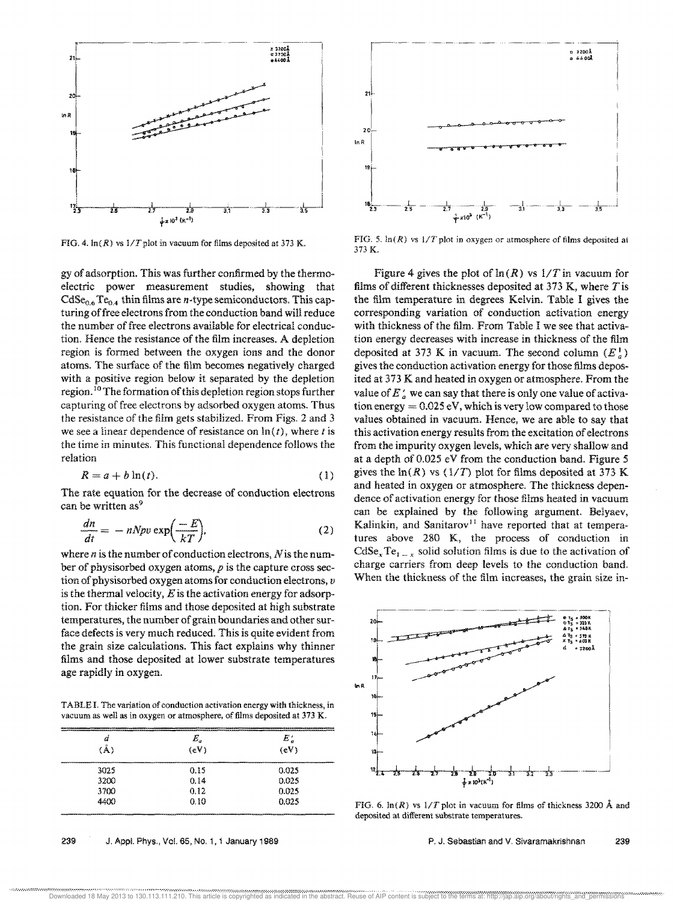FIG. 4. ln(R) vs 1/T plot in vacuum for films deposited at 373 K.

FIG. 5. ln(R) vs 1/T plot in oxygen or atmosphere of films deposited at 373 K.

gy of adsorption. This was further confirmed by the thermoelectric power measurement studies, showing that $CdSe_{0.6}Te_{0.4}$ thin films are n-type semiconductors. This capturing of free electrons from the conduction band will reduce the number of free electrons available for electrical conduction. Hence the resistance of the film increases. A depletion region is formed between the oxygen ions and the donor atoms. The surface of the film becomes negatively charged with a positive region below it separated by the depletion region.[10] The formation of this depletion region stops further capturing of free electrons by adsorbed oxygen atoms. Thus the resistance of the film gets stabilized. From Figs. 2 and 3 we see a linear dependence of resistance on $\ln(t)$, where $t$ is the time in minutes. This functional dependence follows the relation

$$R = a + b\ln(t). \tag{1}$$

The rate equation for the decrease of conduction electrons can be written as[9]

$$\frac{dn}{dt} = -nNpv\exp\left(\frac{-E}{kT}\right), \tag{2}$$

where $n$ is the number of conduction electrons, $N$ is the number of physisorbed oxygen atoms, $p$ is the capture cross section of physisorbed oxygen atoms for conduction electrons, $v$ is the thermal velocity, $E$ is the activation energy for adsorption. For thicker films and those deposited at high substrate temperatures, the number of grain boundaries and other surface defects is very much reduced. This is quite evident from the grain size calculations. This fact explains why thinner films and those deposited at lower substrate temperatures age rapidly in oxygen.

TABLE I. The variation of conduction activation energy with thickness, in vacuum as well as in oxygen or atmosphere, of films deposited at 373 K.

| $d$ (Å) | $E_a$ (eV) | $E_a'$ (eV) |
|---|---|---|
| 3025 | 0.15 | 0.025 |
| 3200 | 0.14 | 0.025 |
| 3700 | 0.12 | 0.025 |
| 4400 | 0.10 | 0.025 |

Figure 4 gives the plot of $\ln(R)$ vs $1/T$ in vacuum for films of different thicknesses deposited at 373 K, where $T$ is the film temperature in degrees Kelvin. Table I gives the corresponding variation of conduction activation energy with thickness of the film. From Table I we see that activation energy decreases with increase in thickness of the film deposited at 373 K in vacuum. The second column ($E_a'$) gives the conduction activation energy for those films deposited at 373 K and heated in oxygen or atmosphere. From the value of $E_a'$ we can say that there is only one value of activation energy = 0.025 eV, which is very low compared to those values obtained in vacuum. Hence, we are able to say that this activation energy results from the excitation of electrons from the impurity oxygen levels, which are very shallow and at a depth of 0.025 eV from the conduction band. Figure 5 gives the $\ln(R)$ vs $(1/T)$ plot for films deposited at 373 K and heated in oxygen or atmosphere. The thickness dependence of activation energy for those films heated in vacuum can be explained by the following argument. Belyaev, Kalinkin, and Sanitarov[11] have reported that at temperatures above 280 K, the process of conduction in $CdSe_xTe_{1-x}$ solid solution films is due to the activation of charge carriers from deep levels to the conduction band. When the thickness of the film increases, the grain size in-

FIG. 6. ln(R) vs 1/T plot in vacuum for films of thickness 3200 Å and deposited at different substrate temperatures.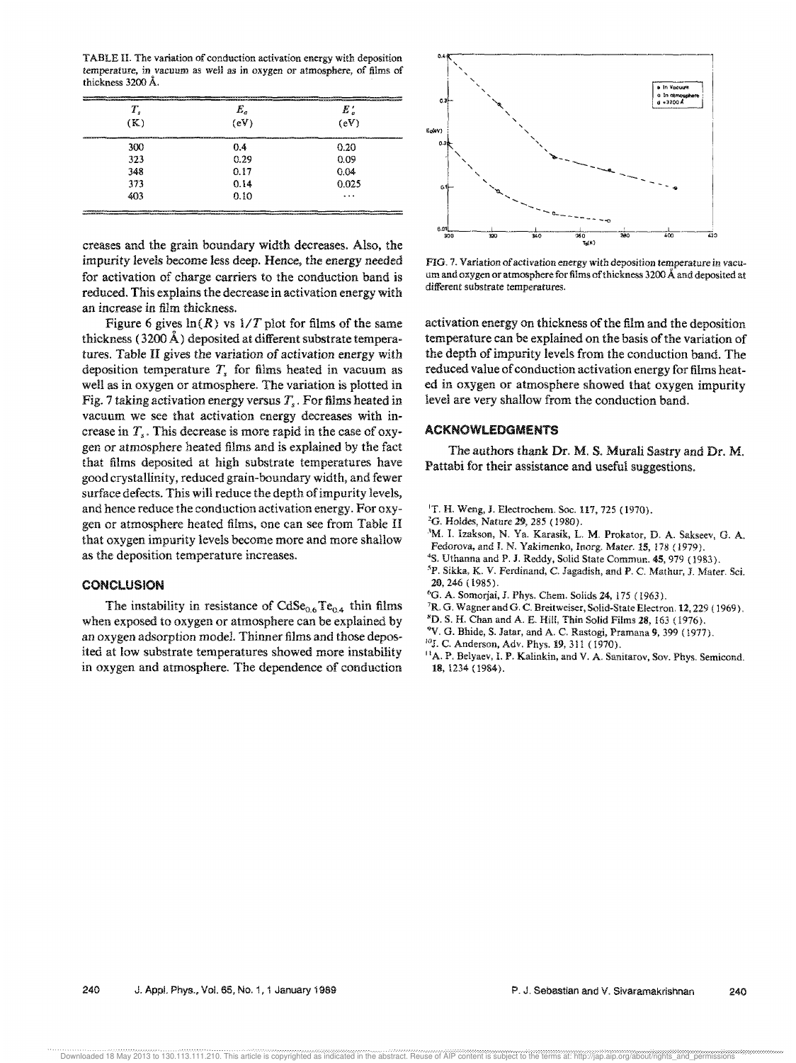TABLE II. The variation of conduction activation energy with deposition temperature, in vacuum as well as in oxygen or atmosphere, of films of thickness 3200 Å.

| $T_s$ (K) | $E_a$ (eV) | $E'_a$ (eV) |
|---|---|---|
| 300 | 0.4 | 0.20 |
| 323 | 0.29 | 0.09 |
| 348 | 0.17 | 0.04 |
| 373 | 0.14 | 0.025 |
| 403 | 0.10 | ··· |

creases and the grain boundary width decreases. Also, the impurity levels become less deep. Hence, the energy needed for activation of charge carriers to the conduction band is reduced. This explains the decrease in activation energy with an increase in film thickness.

Figure 6 gives $\ln(R)$ vs $1/T$ plot for films of the same thickness (3200 Å) deposited at different substrate temperatures. Table II gives the variation of activation energy with deposition temperature $T_s$ for films heated in vacuum as well as in oxygen or atmosphere. The variation is plotted in Fig. 7 taking activation energy versus $T_s$. For films heated in vacuum we see that activation energy decreases with increase in $T_s$. This decrease is more rapid in the case of oxygen or atmosphere heated films and is explained by the fact that films deposited at high substrate temperatures have good crystallinity, reduced grain-boundary width, and fewer surface defects. This will reduce the depth of impurity levels, and hence reduce the conduction activation energy. For oxygen or atmosphere heated films, one can see from Table II that oxygen impurity levels become more and more shallow as the deposition temperature increases.

0.4
0.3
0.2
0.1
0.01
Ea(eV)
300
320
340
360
380
400
420
Ts(K)
• In Vacuum
o In atmosphere
d =3200 Å

FIG. 7. Variation of activation energy with deposition temperature in vacuum and oxygen or atmosphere for films of thickness 3200 Å and deposited at different substrate temperatures.

## CONCLUSION

The instability in resistance of $CdSe_{0.6}Te_{0.4}$ thin films when exposed to oxygen or atmosphere can be explained by an oxygen adsorption model. Thinner films and those deposited at low substrate temperatures showed more instability in oxygen and atmosphere. The dependence of conduction activation energy on thickness of the film and the deposition temperature can be explained on the basis of the variation of the depth of impurity levels from the conduction band. The reduced value of conduction activation energy for films heated in oxygen or atmosphere showed that oxygen impurity level are very shallow from the conduction band.

## ACKNOWLEDGMENTS

The authors thank Dr. M. S. Murali Sastry and Dr. M. Pattabi for their assistance and useful suggestions.

[1] T. H. Weng, J. Electrochem. Soc. **117**, 725 (1970).
[2] G. Holdes, Nature **29**, 285 (1980).
[3] M. I. Izakson, N. Ya. Karasik, L. M. Prokator, D. A. Sakseev, G. A. Fedorova, and I. N. Yakimenko, Inorg. Mater. **15**, 178 (1979).
[4] S. Uthanna and P. J. Reddy, Solid State Commun. **45**, 979 (1983).
[5] P. Sikka, K. V. Ferdinand, C. Jagadish, and P. C. Mathur, J. Mater. Sci. **20**, 246 (1985).
[6] G. A. Somorjai, J. Phys. Chem. Solids **24**, 175 (1963).
[7] R. G. Wagner and G. C. Breitweiser, Solid-State Electron. **12**, 229 (1969).
[8] D. S. H. Chan and A. E. Hill, Thin Solid Films **28**, 163 (1976).
[9] V. G. Bhide, S. Jatar, and A. C. Rastogi, Pramana **9**, 399 (1977).
[10] J. C. Anderson, Adv. Phys. **19**, 311 (1970).
[11] A. P. Belyaev, I. P. Kalinkin, and V. A. Sanitarov, Sov. Phys. Semicond. **18**, 1234 (1984).